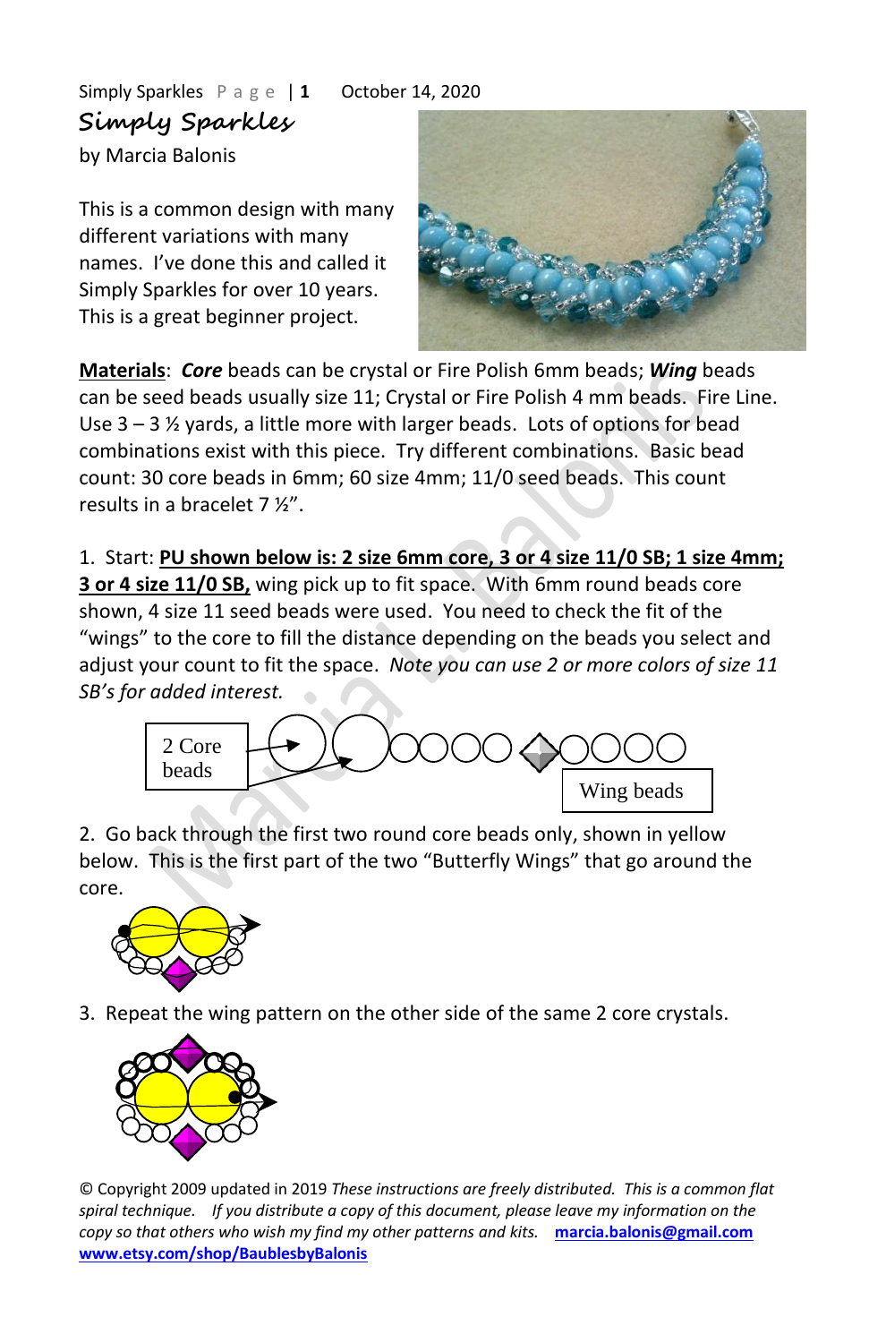# Simply Sparkles

by Marcia Balonis

This is a common design with many different variations with many names. I've done this and called it Simply Sparkles for over 10 years. This is a great beginner project.

**Materials**: ***Core*** beads can be crystal or Fire Polish 6mm beads; ***Wing*** beads can be seed beads usually size 11; Crystal or Fire Polish 4 mm beads. Fire Line. Use 3 – 3 ½ yards, a little more with larger beads. Lots of options for bead combinations exist with this piece. Try different combinations. Basic bead count: 30 core beads in 6mm; 60 size 4mm; 11/0 seed beads. This count results in a bracelet 7 ½".

1. Start: **PU shown below is: 2 size 6mm core, 3 or 4 size 11/0 SB; 1 size 4mm; 3 or 4 size 11/0 SB,** wing pick up to fit space. With 6mm round beads core shown, 4 size 11 seed beads were used. You need to check the fit of the "wings" to the core to fill the distance depending on the beads you select and adjust your count to fit the space. *Note you can use 2 or more colors of size 11 SB's for added interest.*

2 Core beads

Wing beads

2. Go back through the first two round core beads only, shown in yellow below. This is the first part of the two "Butterfly Wings" that go around the core.

3. Repeat the wing pattern on the other side of the same 2 core crystals.

© Copyright 2009 updated in 2019 *These instructions are freely distributed. This is a common flat spiral technique. If you distribute a copy of this document, please leave my information on the copy so that others who wish my find my other patterns and kits.* marcia.balonis@gmail.com www.etsy.com/shop/BaublesbyBalonis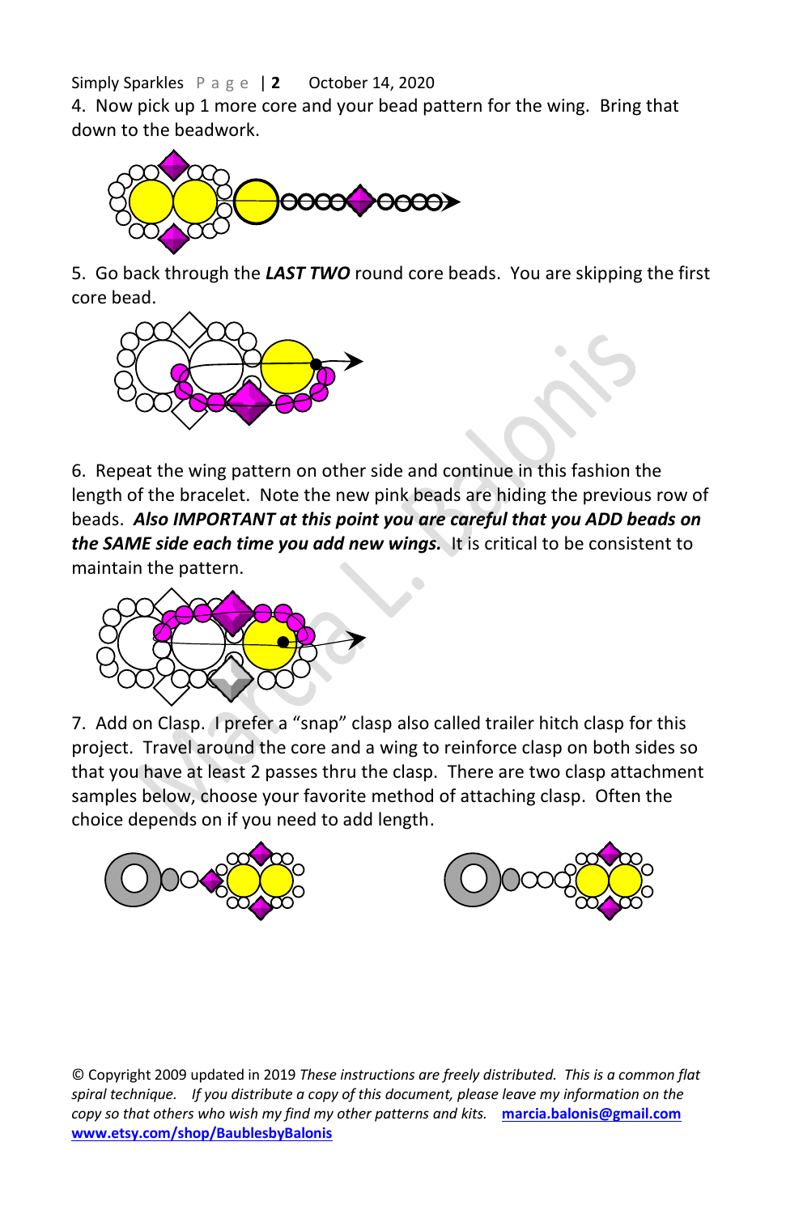4. Now pick up 1 more core and your bead pattern for the wing. Bring that down to the beadwork.

5. Go back through the ***LAST TWO*** round core beads. You are skipping the first core bead.

6. Repeat the wing pattern on other side and continue in this fashion the length of the bracelet. Note the new pink beads are hiding the previous row of beads. ***Also IMPORTANT at this point you are careful that you ADD beads on the SAME side each time you add new wings.*** It is critical to be consistent to maintain the pattern.

7. Add on Clasp. I prefer a "snap" clasp also called trailer hitch clasp for this project. Travel around the core and a wing to reinforce clasp on both sides so that you have at least 2 passes thru the clasp. There are two clasp attachment samples below, choose your favorite method of attaching clasp. Often the choice depends on if you need to add length.

© Copyright 2009 updated in 2019 *These instructions are freely distributed. This is a common flat spiral technique. If you distribute a copy of this document, please leave my information on the copy so that others who wish my find my other patterns and kits.* marcia.balonis@gmail.com www.etsy.com/shop/BaublesbyBalonis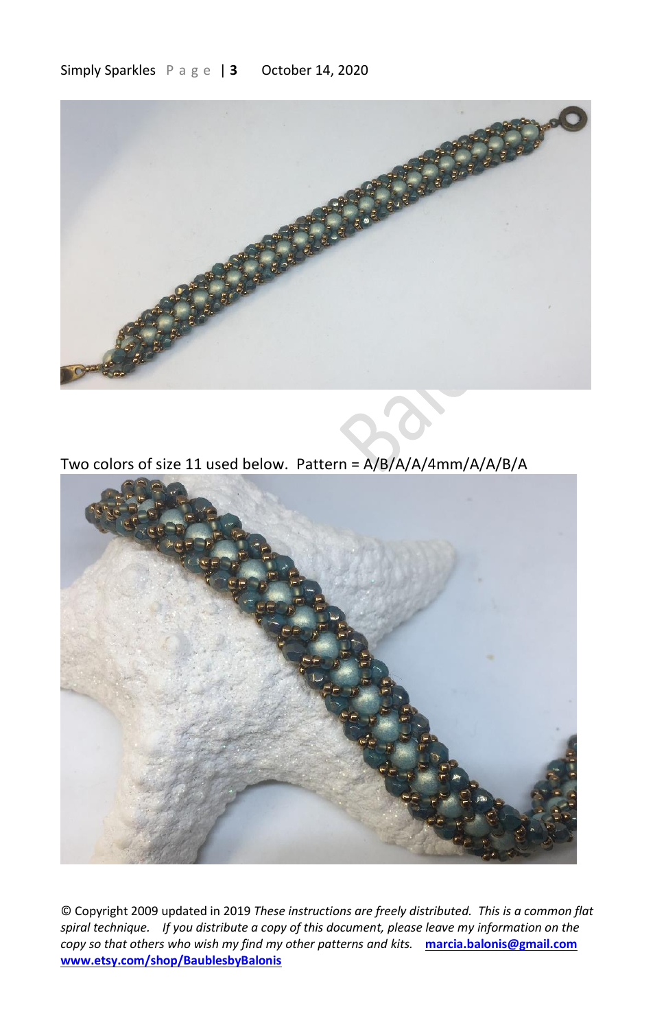Two colors of size 11 used below. Pattern = A/B/A/A/4mm/A/A/B/A

© Copyright 2009 updated in 2019 *These instructions are freely distributed. This is a common flat spiral technique. If you distribute a copy of this document, please leave my information on the copy so that others who wish my find my other patterns and kits.* **marcia.balonis@gmail.com** **www.etsy.com/shop/BaublesbyBalonis**